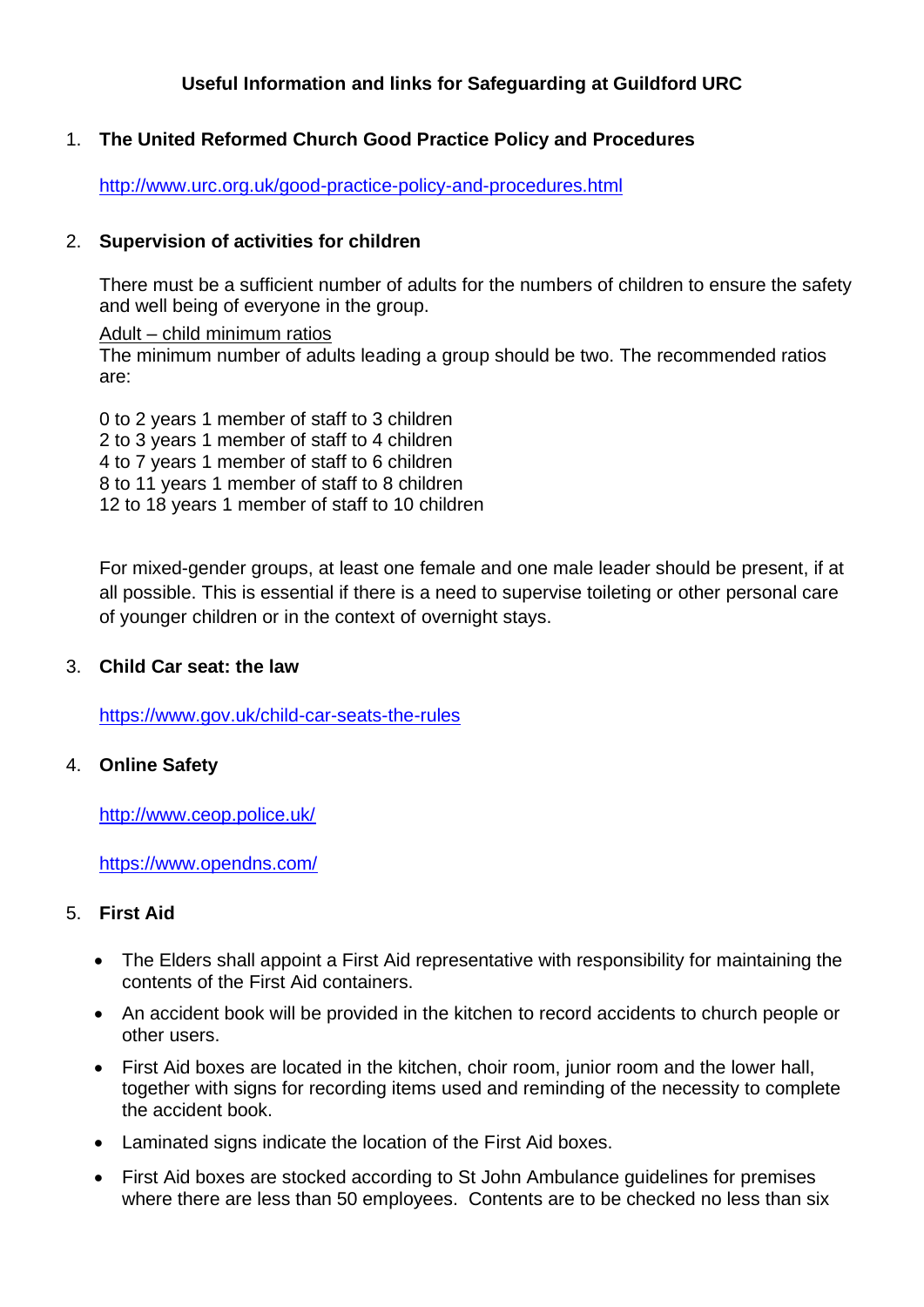**Useful Information and links for Safeguarding at Guildford URC**

1. **The United Reformed Church Good Practice Policy and Procedures**

   http://www.urc.org.uk/good-practice-policy-and-procedures.html

2. **Supervision of activities for children**

   There must be a sufficient number of adults for the numbers of children to ensure the safety and well being of everyone in the group.

   Adult – child minimum ratios
   The minimum number of adults leading a group should be two. The recommended ratios are:

   0 to 2 years 1 member of staff to 3 children
   2 to 3 years 1 member of staff to 4 children
   4 to 7 years 1 member of staff to 6 children
   8 to 11 years 1 member of staff to 8 children
   12 to 18 years 1 member of staff to 10 children

   For mixed-gender groups, at least one female and one male leader should be present, if at all possible. This is essential if there is a need to supervise toileting or other personal care of younger children or in the context of overnight stays.

3. **Child Car seat: the law**

   https://www.gov.uk/child-car-seats-the-rules

4. **Online Safety**

   http://www.ceop.police.uk/

   https://www.opendns.com/

5. **First Aid**

   - The Elders shall appoint a First Aid representative with responsibility for maintaining the contents of the First Aid containers.
   - An accident book will be provided in the kitchen to record accidents to church people or other users.
   - First Aid boxes are located in the kitchen, choir room, junior room and the lower hall, together with signs for recording items used and reminding of the necessity to complete the accident book.
   - Laminated signs indicate the location of the First Aid boxes.
   - First Aid boxes are stocked according to St John Ambulance guidelines for premises where there are less than 50 employees. Contents are to be checked no less than six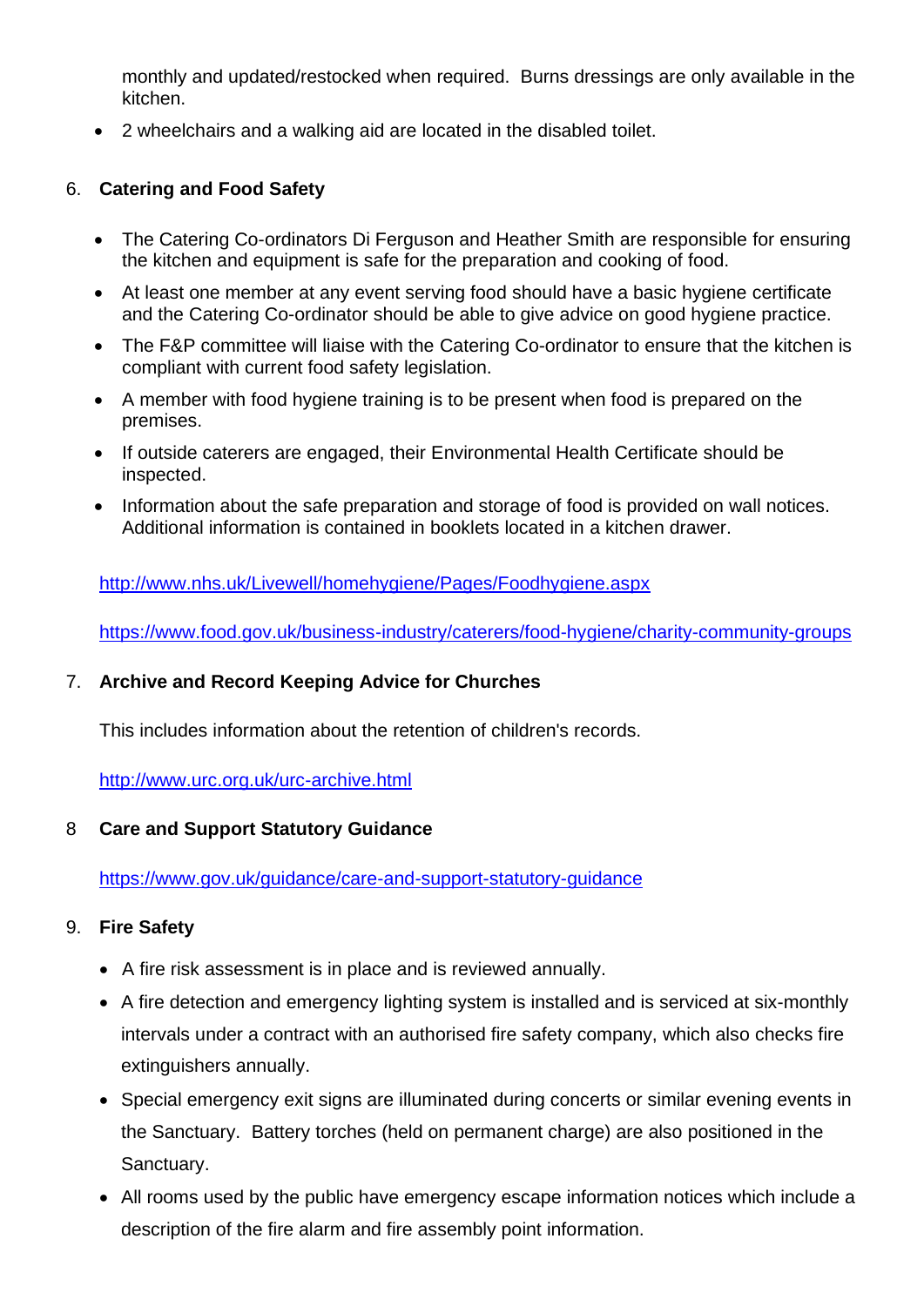monthly and updated/restocked when required. Burns dressings are only available in the kitchen.

- 2 wheelchairs and a walking aid are located in the disabled toilet.

6. **Catering and Food Safety**

- The Catering Co-ordinators Di Ferguson and Heather Smith are responsible for ensuring the kitchen and equipment is safe for the preparation and cooking of food.
- At least one member at any event serving food should have a basic hygiene certificate and the Catering Co-ordinator should be able to give advice on good hygiene practice.
- The F&P committee will liaise with the Catering Co-ordinator to ensure that the kitchen is compliant with current food safety legislation.
- A member with food hygiene training is to be present when food is prepared on the premises.
- If outside caterers are engaged, their Environmental Health Certificate should be inspected.
- Information about the safe preparation and storage of food is provided on wall notices. Additional information is contained in booklets located in a kitchen drawer.

http://www.nhs.uk/Livewell/homehygiene/Pages/Foodhygiene.aspx

https://www.food.gov.uk/business-industry/caterers/food-hygiene/charity-community-groups

7. **Archive and Record Keeping Advice for Churches**

This includes information about the retention of children's records.

http://www.urc.org.uk/urc-archive.html

8 **Care and Support Statutory Guidance**

https://www.gov.uk/guidance/care-and-support-statutory-guidance

9. **Fire Safety**

- A fire risk assessment is in place and is reviewed annually.
- A fire detection and emergency lighting system is installed and is serviced at six-monthly intervals under a contract with an authorised fire safety company, which also checks fire extinguishers annually.
- Special emergency exit signs are illuminated during concerts or similar evening events in the Sanctuary. Battery torches (held on permanent charge) are also positioned in the Sanctuary.
- All rooms used by the public have emergency escape information notices which include a description of the fire alarm and fire assembly point information.